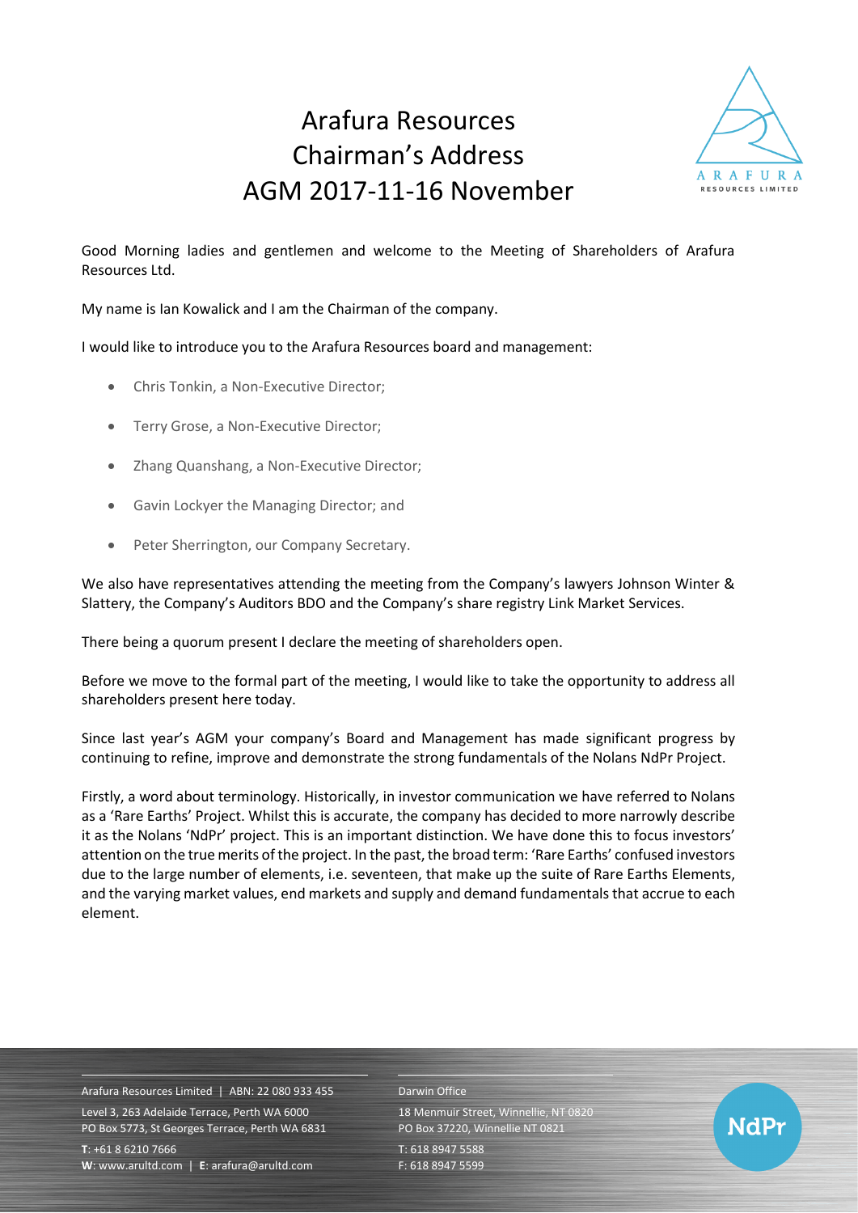# Arafura Resources Chairman's Address AGM 2017-11-16 November

Good Morning ladies and gentlemen and welcome to the Meeting of Shareholders of Arafura Resources Ltd.

My name is Ian Kowalick and I am the Chairman of the company.

I would like to introduce you to the Arafura Resources board and management:

- Chris Tonkin, a Non-Executive Director;
- Terry Grose, a Non-Executive Director;
- Zhang Quanshang, a Non-Executive Director;
- Gavin Lockyer the Managing Director; and
- Peter Sherrington, our Company Secretary.

We also have representatives attending the meeting from the Company's lawyers Johnson Winter & Slattery, the Company's Auditors BDO and the Company's share registry Link Market Services.

There being a quorum present I declare the meeting of shareholders open.

Before we move to the formal part of the meeting, I would like to take the opportunity to address all shareholders present here today.

Since last year's AGM your company's Board and Management has made significant progress by continuing to refine, improve and demonstrate the strong fundamentals of the Nolans NdPr Project.

Firstly, a word about terminology. Historically, in investor communication we have referred to Nolans as a 'Rare Earths' Project. Whilst this is accurate, the company has decided to more narrowly describe it as the Nolans 'NdPr' project. This is an important distinction. We have done this to focus investors' attention on the true merits of the project. In the past, the broad term: 'Rare Earths' confused investors due to the large number of elements, i.e. seventeen, that make up the suite of Rare Earths Elements, and the varying market values, end markets and supply and demand fundamentals that accrue to each element.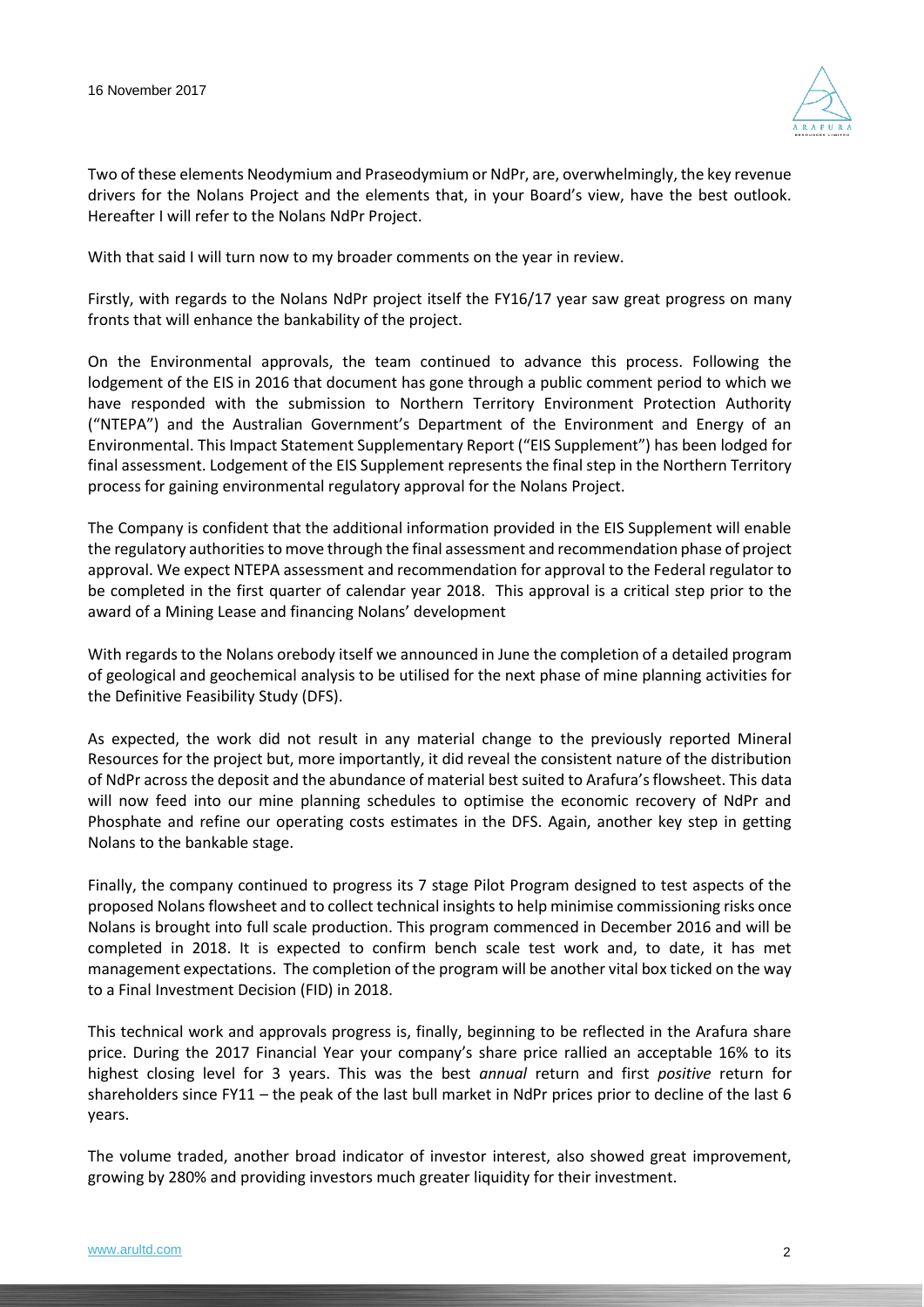Two of these elements Neodymium and Praseodymium or NdPr, are, overwhelmingly, the key revenue drivers for the Nolans Project and the elements that, in your Board's view, have the best outlook. Hereafter I will refer to the Nolans NdPr Project.

With that said I will turn now to my broader comments on the year in review.

Firstly, with regards to the Nolans NdPr project itself the FY16/17 year saw great progress on many fronts that will enhance the bankability of the project.

On the Environmental approvals, the team continued to advance this process. Following the lodgement of the EIS in 2016 that document has gone through a public comment period to which we have responded with the submission to Northern Territory Environment Protection Authority ("NTEPA") and the Australian Government's Department of the Environment and Energy of an Environmental. This Impact Statement Supplementary Report ("EIS Supplement") has been lodged for final assessment. Lodgement of the EIS Supplement represents the final step in the Northern Territory process for gaining environmental regulatory approval for the Nolans Project.

The Company is confident that the additional information provided in the EIS Supplement will enable the regulatory authorities to move through the final assessment and recommendation phase of project approval. We expect NTEPA assessment and recommendation for approval to the Federal regulator to be completed in the first quarter of calendar year 2018. This approval is a critical step prior to the award of a Mining Lease and financing Nolans' development

With regards to the Nolans orebody itself we announced in June the completion of a detailed program of geological and geochemical analysis to be utilised for the next phase of mine planning activities for the Definitive Feasibility Study (DFS).

As expected, the work did not result in any material change to the previously reported Mineral Resources for the project but, more importantly, it did reveal the consistent nature of the distribution of NdPr across the deposit and the abundance of material best suited to Arafura's flowsheet. This data will now feed into our mine planning schedules to optimise the economic recovery of NdPr and Phosphate and refine our operating costs estimates in the DFS. Again, another key step in getting Nolans to the bankable stage.

Finally, the company continued to progress its 7 stage Pilot Program designed to test aspects of the proposed Nolans flowsheet and to collect technical insights to help minimise commissioning risks once Nolans is brought into full scale production. This program commenced in December 2016 and will be completed in 2018. It is expected to confirm bench scale test work and, to date, it has met management expectations. The completion of the program will be another vital box ticked on the way to a Final Investment Decision (FID) in 2018.

This technical work and approvals progress is, finally, beginning to be reflected in the Arafura share price. During the 2017 Financial Year your company's share price rallied an acceptable 16% to its highest closing level for 3 years. This was the best *annual* return and first *positive* return for shareholders since FY11 – the peak of the last bull market in NdPr prices prior to decline of the last 6 years.

The volume traded, another broad indicator of investor interest, also showed great improvement, growing by 280% and providing investors much greater liquidity for their investment.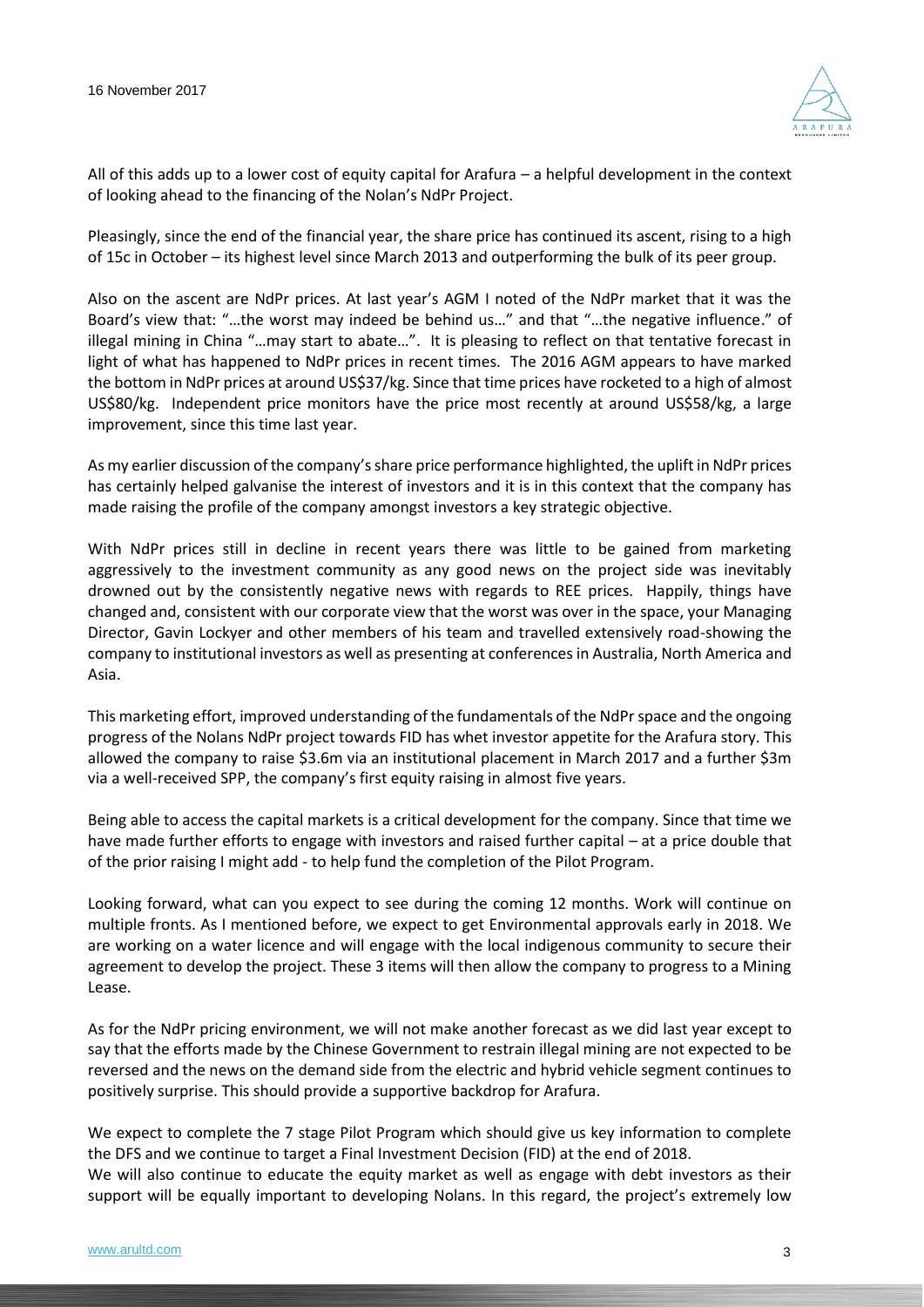All of this adds up to a lower cost of equity capital for Arafura – a helpful development in the context of looking ahead to the financing of the Nolan's NdPr Project.

Pleasingly, since the end of the financial year, the share price has continued its ascent, rising to a high of 15c in October – its highest level since March 2013 and outperforming the bulk of its peer group.

Also on the ascent are NdPr prices. At last year's AGM I noted of the NdPr market that it was the Board's view that: "…the worst may indeed be behind us…" and that "…the negative influence." of illegal mining in China "…may start to abate…". It is pleasing to reflect on that tentative forecast in light of what has happened to NdPr prices in recent times. The 2016 AGM appears to have marked the bottom in NdPr prices at around US$37/kg. Since that time prices have rocketed to a high of almost US$80/kg. Independent price monitors have the price most recently at around US$58/kg, a large improvement, since this time last year.

As my earlier discussion of the company's share price performance highlighted, the uplift in NdPr prices has certainly helped galvanise the interest of investors and it is in this context that the company has made raising the profile of the company amongst investors a key strategic objective.

With NdPr prices still in decline in recent years there was little to be gained from marketing aggressively to the investment community as any good news on the project side was inevitably drowned out by the consistently negative news with regards to REE prices. Happily, things have changed and, consistent with our corporate view that the worst was over in the space, your Managing Director, Gavin Lockyer and other members of his team and travelled extensively road-showing the company to institutional investors as well as presenting at conferences in Australia, North America and Asia.

This marketing effort, improved understanding of the fundamentals of the NdPr space and the ongoing progress of the Nolans NdPr project towards FID has whet investor appetite for the Arafura story. This allowed the company to raise $3.6m via an institutional placement in March 2017 and a further $3m via a well-received SPP, the company's first equity raising in almost five years.

Being able to access the capital markets is a critical development for the company. Since that time we have made further efforts to engage with investors and raised further capital – at a price double that of the prior raising I might add - to help fund the completion of the Pilot Program.

Looking forward, what can you expect to see during the coming 12 months. Work will continue on multiple fronts. As I mentioned before, we expect to get Environmental approvals early in 2018. We are working on a water licence and will engage with the local indigenous community to secure their agreement to develop the project. These 3 items will then allow the company to progress to a Mining Lease.

As for the NdPr pricing environment, we will not make another forecast as we did last year except to say that the efforts made by the Chinese Government to restrain illegal mining are not expected to be reversed and the news on the demand side from the electric and hybrid vehicle segment continues to positively surprise. This should provide a supportive backdrop for Arafura.

We expect to complete the 7 stage Pilot Program which should give us key information to complete the DFS and we continue to target a Final Investment Decision (FID) at the end of 2018.
We will also continue to educate the equity market as well as engage with debt investors as their support will be equally important to developing Nolans. In this regard, the project's extremely low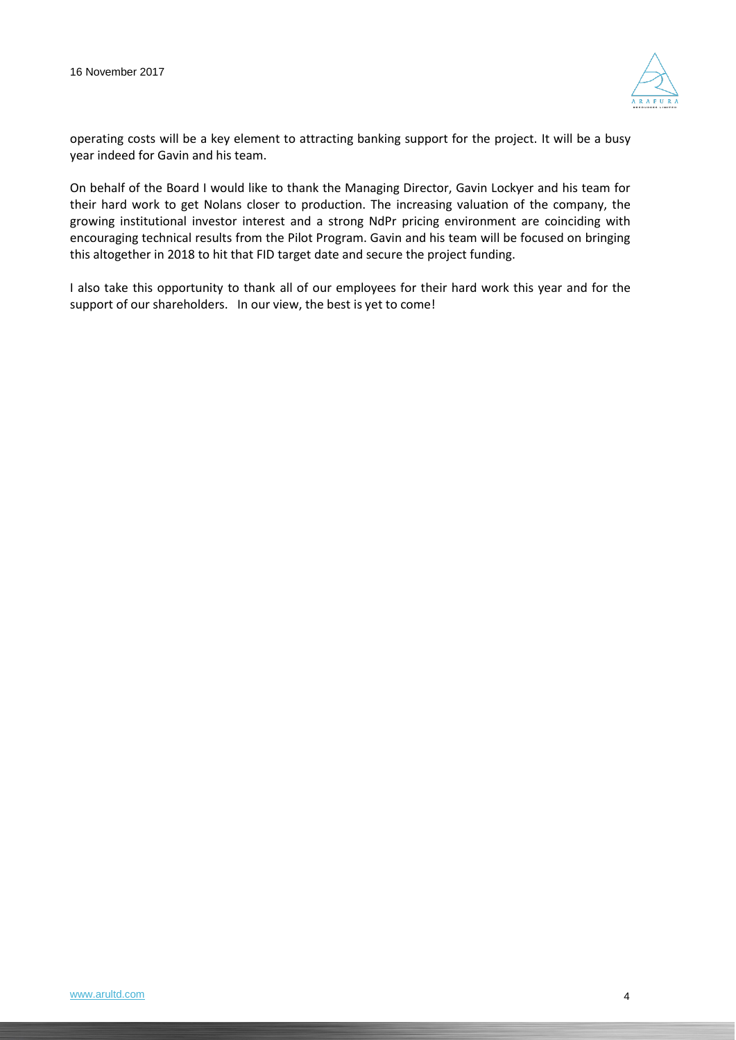operating costs will be a key element to attracting banking support for the project. It will be a busy year indeed for Gavin and his team.

On behalf of the Board I would like to thank the Managing Director, Gavin Lockyer and his team for their hard work to get Nolans closer to production. The increasing valuation of the company, the growing institutional investor interest and a strong NdPr pricing environment are coinciding with encouraging technical results from the Pilot Program. Gavin and his team will be focused on bringing this altogether in 2018 to hit that FID target date and secure the project funding.

I also take this opportunity to thank all of our employees for their hard work this year and for the support of our shareholders. In our view, the best is yet to come!